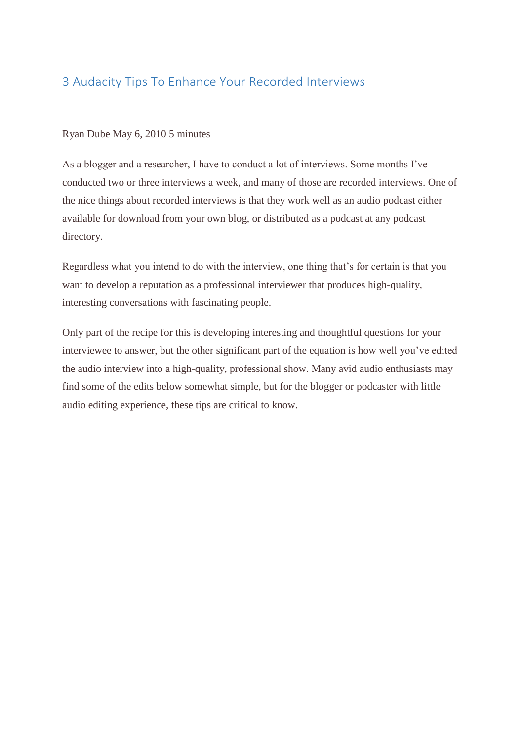# 3 Audacity Tips To Enhance Your Recorded Interviews

Ryan Dube May 6, 2010 5 minutes

As a blogger and a researcher, I have to conduct a lot of interviews. Some months I've conducted two or three interviews a week, and many of those are recorded interviews. One of the nice things about recorded interviews is that they work well as an audio podcast either available for download from your own blog, or distributed as a podcast at any podcast directory.

Regardless what you intend to do with the interview, one thing that's for certain is that you want to develop a reputation as a professional interviewer that produces high-quality, interesting conversations with fascinating people.

Only part of the recipe for this is developing interesting and thoughtful questions for your interviewee to answer, but the other significant part of the equation is how well you've edited the audio interview into a high-quality, professional show. Many avid audio enthusiasts may find some of the edits below somewhat simple, but for the blogger or podcaster with little audio editing experience, these tips are critical to know.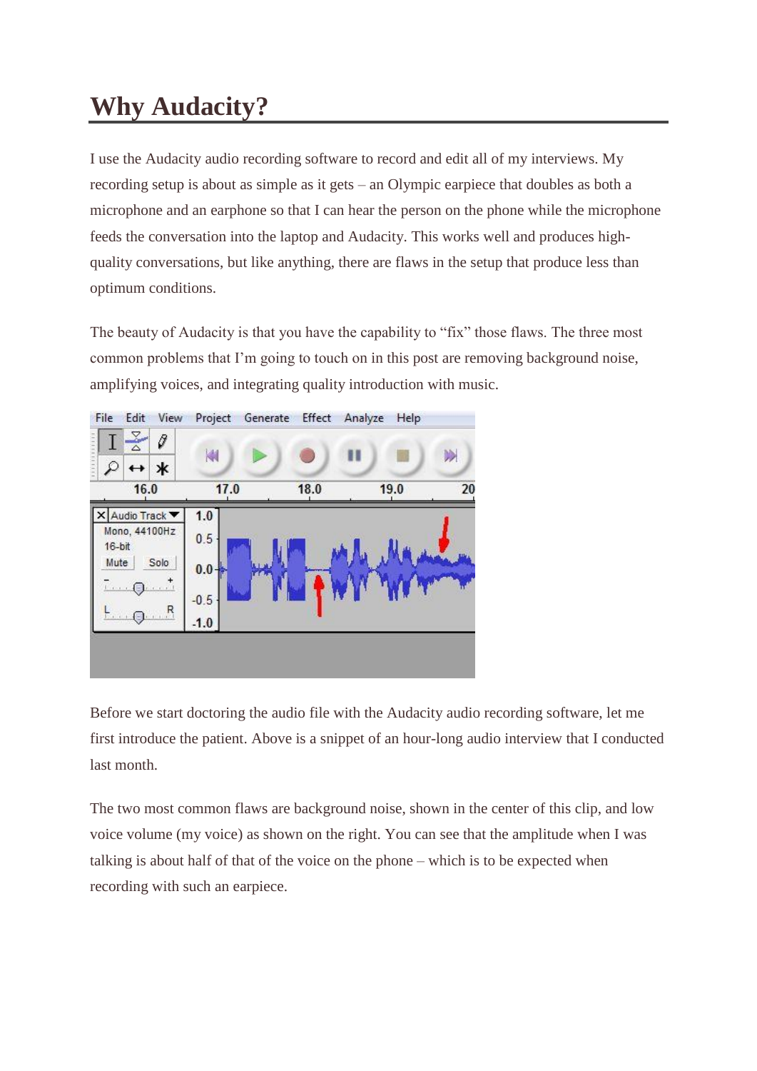# Why Audacity?

I use the Audacity audio recording software to record and edit all of my interviews. My recording setup is about as simple as it gets – an Olympic earpiece that doubles as both a microphone and an earphone so that I can hear the person on the phone while the microphone feeds the conversation into the laptop and Audacity. This works well and produces high-quality conversations, but like anything, there are flaws in the setup that produce less than optimum conditions.

The beauty of Audacity is that you have the capability to "fix" those flaws. The three most common problems that I'm going to touch on in this post are removing background noise, amplifying voices, and integrating quality introduction with music.

Before we start doctoring the audio file with the Audacity audio recording software, let me first introduce the patient. Above is a snippet of an hour-long audio interview that I conducted last month.

The two most common flaws are background noise, shown in the center of this clip, and low voice volume (my voice) as shown on the right. You can see that the amplitude when I was talking is about half of that of the voice on the phone – which is to be expected when recording with such an earpiece.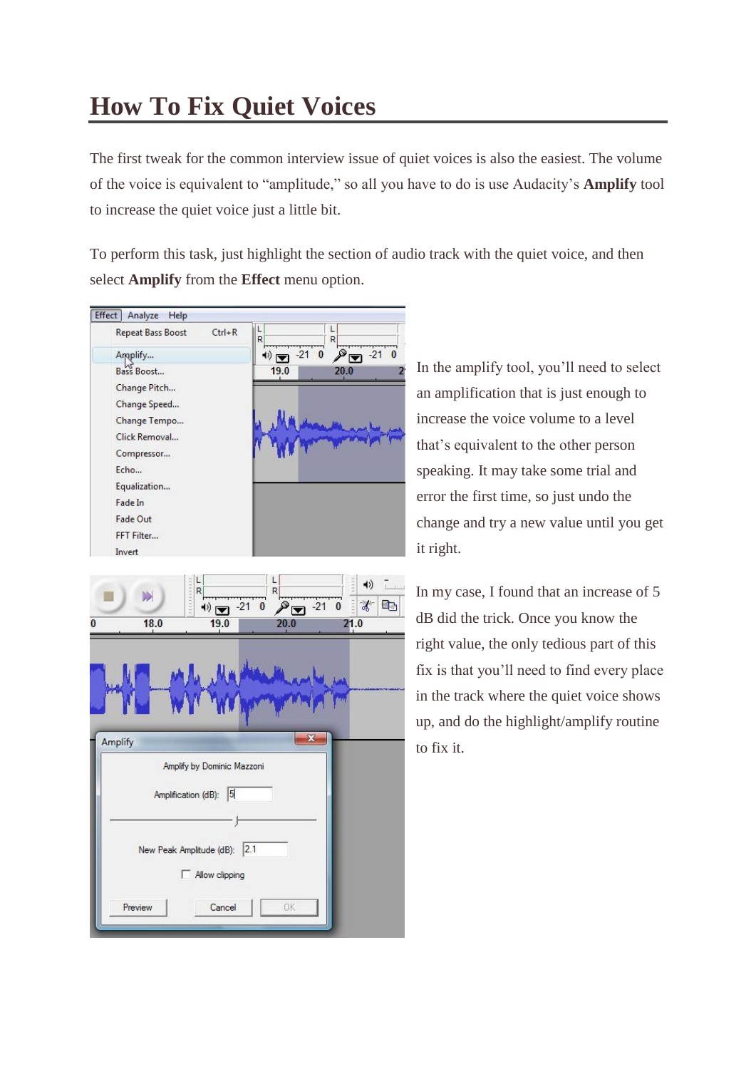# How To Fix Quiet Voices

The first tweak for the common interview issue of quiet voices is also the easiest. The volume of the voice is equivalent to “amplitude,” so all you have to do is use Audacity’s **Amplify** tool to increase the quiet voice just a little bit.

To perform this task, just highlight the section of audio track with the quiet voice, and then select **Amplify** from the **Effect** menu option.

In the amplify tool, you’ll need to select an amplification that is just enough to increase the voice volume to a level that’s equivalent to the other person speaking. It may take some trial and error the first time, so just undo the change and try a new value until you get it right.

In my case, I found that an increase of 5 dB did the trick. Once you know the right value, the only tedious part of this fix is that you’ll need to find every place in the track where the quiet voice shows up, and do the highlight/amplify routine to fix it.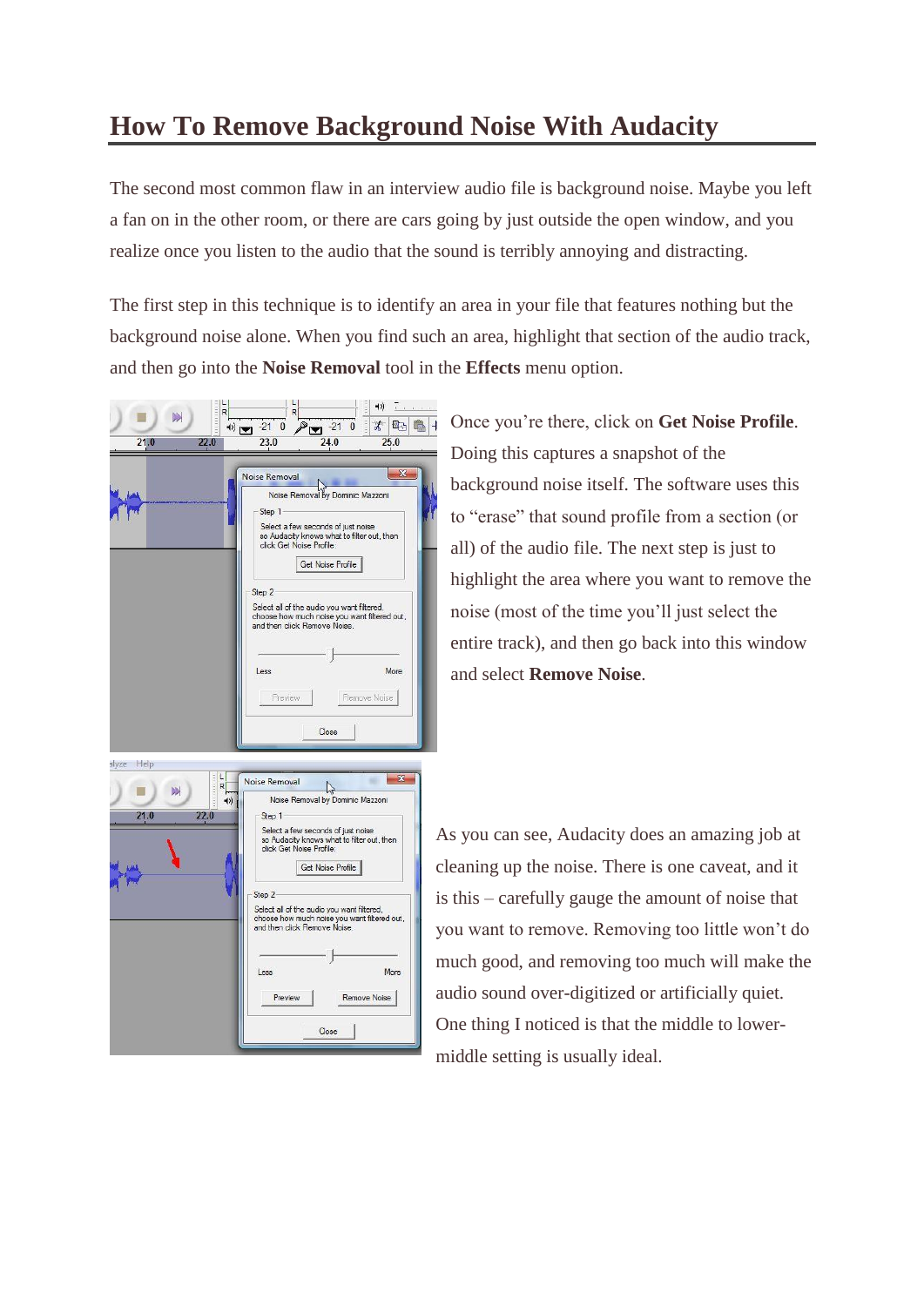# How To Remove Background Noise With Audacity

The second most common flaw in an interview audio file is background noise. Maybe you left a fan on in the other room, or there are cars going by just outside the open window, and you realize once you listen to the audio that the sound is terribly annoying and distracting.

The first step in this technique is to identify an area in your file that features nothing but the background noise alone. When you find such an area, highlight that section of the audio track, and then go into the **Noise Removal** tool in the **Effects** menu option.

Once you're there, click on **Get Noise Profile**. Doing this captures a snapshot of the background noise itself. The software uses this to "erase" that sound profile from a section (or all) of the audio file. The next step is just to highlight the area where you want to remove the noise (most of the time you'll just select the entire track), and then go back into this window and select **Remove Noise**.

As you can see, Audacity does an amazing job at cleaning up the noise. There is one caveat, and it is this – carefully gauge the amount of noise that you want to remove. Removing too little won't do much good, and removing too much will make the audio sound over-digitized or artificially quiet. One thing I noticed is that the middle to lower-middle setting is usually ideal.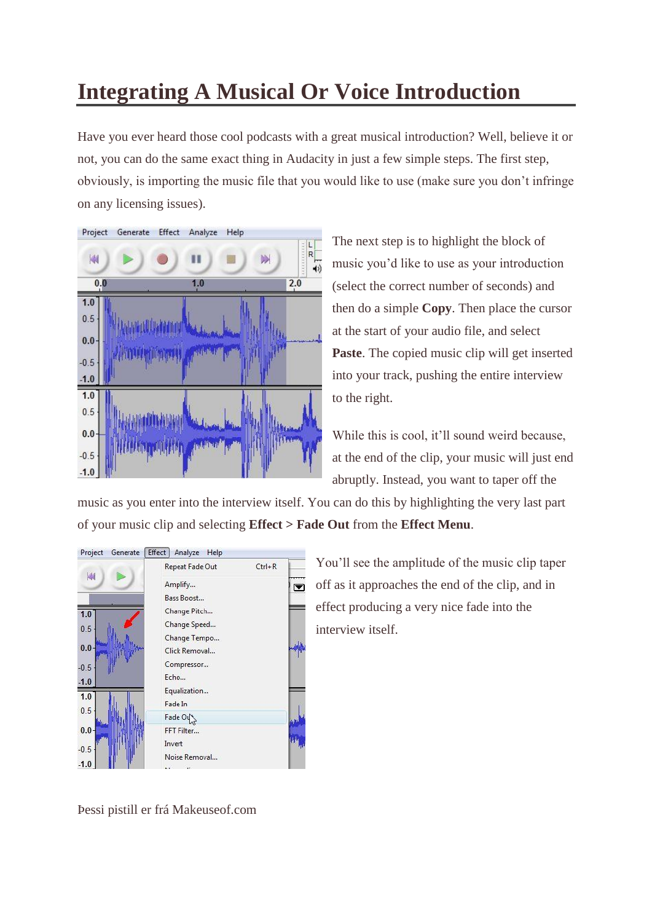# Integrating A Musical Or Voice Introduction

Have you ever heard those cool podcasts with a great musical introduction? Well, believe it or not, you can do the same exact thing in Audacity in just a few simple steps. The first step, obviously, is importing the music file that you would like to use (make sure you don't infringe on any licensing issues).

The next step is to highlight the block of music you'd like to use as your introduction (select the correct number of seconds) and then do a simple **Copy**. Then place the cursor at the start of your audio file, and select **Paste**. The copied music clip will get inserted into your track, pushing the entire interview to the right.

While this is cool, it'll sound weird because, at the end of the clip, your music will just end abruptly. Instead, you want to taper off the music as you enter into the interview itself. You can do this by highlighting the very last part of your music clip and selecting **Effect > Fade Out** from the **Effect Menu**.

You'll see the amplitude of the music clip taper off as it approaches the end of the clip, and in effect producing a very nice fade into the interview itself.

Þessi pistill er frá Makeuseof.com